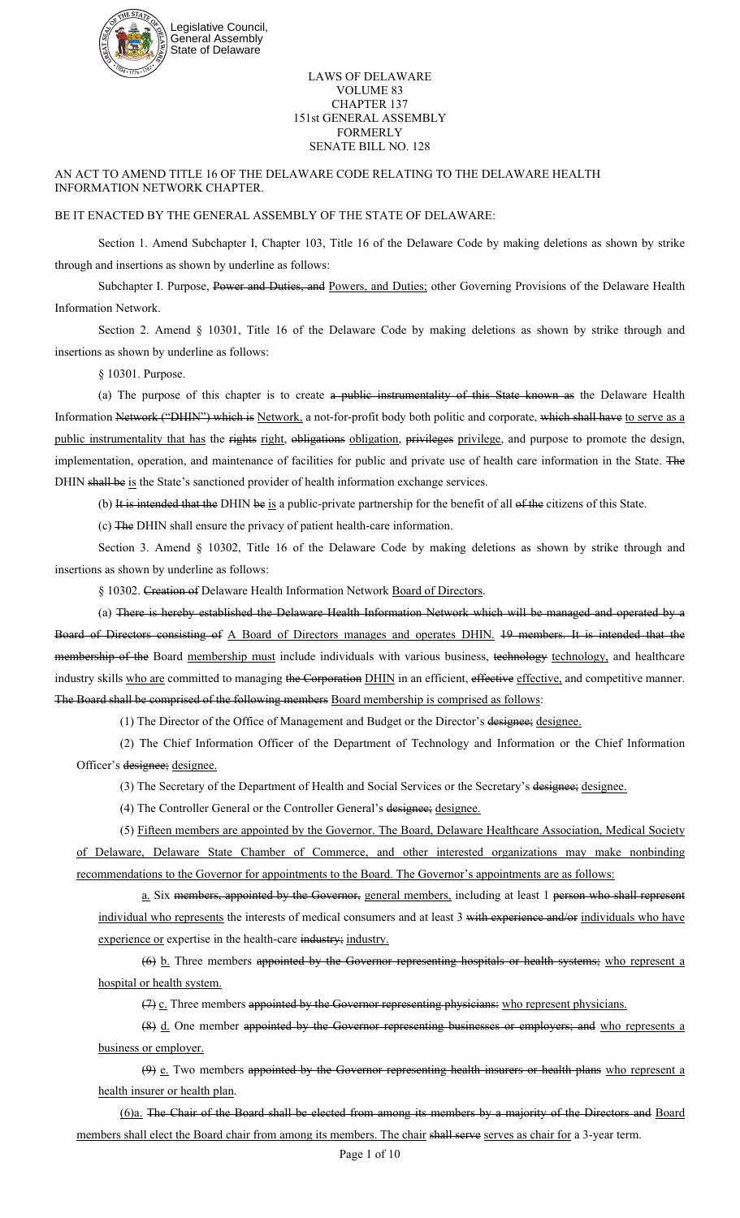Legislative Council,
General Assembly
State of Delaware

LAWS OF DELAWARE
VOLUME 83
CHAPTER 137
151st GENERAL ASSEMBLY
FORMERLY
SENATE BILL NO. 128

AN ACT TO AMEND TITLE 16 OF THE DELAWARE CODE RELATING TO THE DELAWARE HEALTH INFORMATION NETWORK CHAPTER.

BE IT ENACTED BY THE GENERAL ASSEMBLY OF THE STATE OF DELAWARE:

Section 1. Amend Subchapter I, Chapter 103, Title 16 of the Delaware Code by making deletions as shown by strike through and insertions as shown by underline as follows:

Subchapter I. Purpose, ~~Power and Duties, and~~ <u>Powers, and Duties;</u> other Governing Provisions of the Delaware Health Information Network.

Section 2. Amend § 10301, Title 16 of the Delaware Code by making deletions as shown by strike through and insertions as shown by underline as follows:

§ 10301. Purpose.

(a) The purpose of this chapter is to create ~~a public instrumentality of this State known as~~ the Delaware Health Information ~~Network ("DHIN") which is~~ <u>Network,</u> a not-for-profit body both politic and corporate, ~~which shall have~~ <u>to serve as a public instrumentality that has</u> the ~~rights~~ <u>right</u>, ~~obligations~~ <u>obligation</u>, ~~privileges~~ <u>privilege</u>, and purpose to promote the design, implementation, operation, and maintenance of facilities for public and private use of health care information in the State. ~~The~~ DHIN ~~shall be~~ <u>is</u> the State's sanctioned provider of health information exchange services.

(b) ~~It is intended that the~~ DHIN ~~be~~ <u>is</u> a public-private partnership for the benefit of all ~~of the~~ citizens of this State.

(c) ~~The~~ DHIN shall ensure the privacy of patient health-care information.

Section 3. Amend § 10302, Title 16 of the Delaware Code by making deletions as shown by strike through and insertions as shown by underline as follows:

§ 10302. ~~Creation of~~ Delaware Health Information Network <u>Board of Directors</u>.

(a) ~~There is hereby established the Delaware Health Information Network which will be managed and operated by a Board of Directors consisting of~~ <u>A Board of Directors manages and operates DHIN.</u> ~~19 members. It is intended that the membership of the~~ Board <u>membership must</u> include individuals with various business, ~~technology~~ <u>technology,</u> and healthcare industry skills <u>who are</u> committed to managing ~~the Corporation~~ <u>DHIN</u> in an efficient, ~~effective~~ <u>effective,</u> and competitive manner. ~~The Board shall be comprised of the following members~~ <u>Board membership is comprised as follows</u>:

(1) The Director of the Office of Management and Budget or the Director's ~~designee;~~ <u>designee.</u>

(2) The Chief Information Officer of the Department of Technology and Information or the Chief Information Officer's ~~designee;~~ <u>designee.</u>

(3) The Secretary of the Department of Health and Social Services or the Secretary's ~~designee;~~ <u>designee.</u>

(4) The Controller General or the Controller General's ~~designee;~~ <u>designee.</u>

(5) <u>Fifteen members are appointed by the Governor. The Board, Delaware Healthcare Association, Medical Society of Delaware, Delaware State Chamber of Commerce, and other interested organizations may make nonbinding recommendations to the Governor for appointments to the Board. The Governor's appointments are as follows:</u>

<u>a.</u> Six ~~members, appointed by the Governor,~~ <u>general members,</u> including at least 1 ~~person who shall represent~~ <u>individual who represents</u> the interests of medical consumers and at least 3 ~~with experience and/or~~ <u>individuals who have experience or</u> expertise in the health-care ~~industry;~~ <u>industry.</u>

~~(6)~~ <u>b.</u> Three members ~~appointed by the Governor representing hospitals or health systems;~~ <u>who represent a hospital or health system.</u>

~~(7)~~ <u>c.</u> Three members ~~appointed by the Governor representing physicians:~~ <u>who represent physicians.</u>

~~(8)~~ <u>d.</u> One member ~~appointed by the Governor representing businesses or employers; and~~ <u>who represents a business or employer.</u>

~~(9)~~ <u>e.</u> Two members ~~appointed by the Governor representing health insurers or health plans~~ <u>who represent a health insurer or health plan</u>.

<u>(6)a.</u> ~~The Chair of the Board shall be elected from among its members by a majority of the Directors and~~ <u>Board members shall elect the Board chair from among its members. The chair</u> ~~shall serve~~ <u>serves as chair for</u> a 3-year term.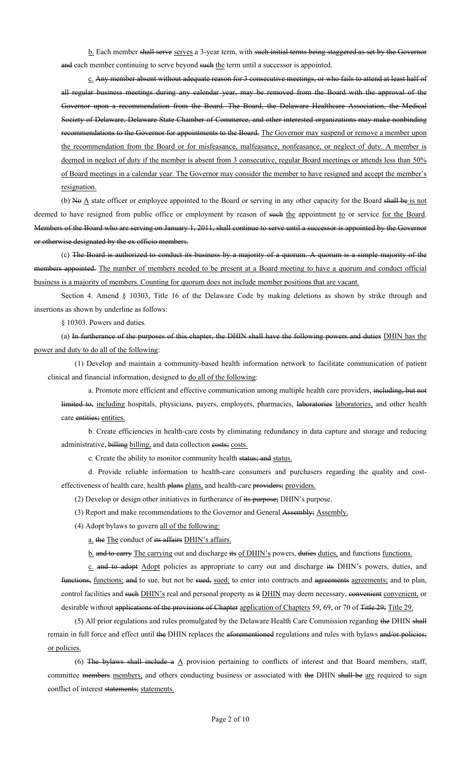b. Each member ~~shall serve~~ serves a 3-year term, with ~~such initial terms being staggered as set by the Governor and~~ each member continuing to serve beyond ~~such~~ the term until a successor is appointed.

c. ~~Any member absent without adequate reason for 3 consecutive meetings, or who fails to attend at least half of all regular business meetings during any calendar year, may be removed from the Board with the approval of the Governor upon a recommendation from the Board. The Board, the Delaware Healthcare Association, the Medical Society of Delaware, Delaware State Chamber of Commerce, and other interested organizations may make nonbinding recommendations to the Governor for appointments to the Board.~~ The Governor may suspend or remove a member upon the recommendation from the Board or for misfeasance, malfeasance, nonfeasance, or neglect of duty. A member is deemed in neglect of duty if the member is absent from 3 consecutive, regular Board meetings or attends less than 50% of Board meetings in a calendar year. The Governor may consider the member to have resigned and accept the member's resignation.

(b) ~~No~~ A state officer or employee appointed to the Board or serving in any other capacity for the Board ~~shall be~~ is not deemed to have resigned from public office or employment by reason of ~~such~~ the appointment to or service for the Board. ~~Members of the Board who are serving on January 1, 2011, shall continue to serve until a successor is appointed by the Governor or otherwise designated by the ex officio members.~~

(c) ~~The Board is authorized to conduct its business by a majority of a quorum. A quorum is a simple majority of the members appointed.~~ The number of members needed to be present at a Board meeting to have a quorum and conduct official business is a majority of members. Counting for quorum does not include member positions that are vacant.

Section 4. Amend § 10303, Title 16 of the Delaware Code by making deletions as shown by strike through and insertions as shown by underline as follows:

§ 10303. Powers and duties.

(a) ~~In furtherance of the purposes of this chapter, the DHIN shall have the following powers and duties~~ DHIN has the power and duty to do all of the following:

(1) Develop and maintain a community-based health information network to facilitate communication of patient clinical and financial information, designed to do all of the following:

a. Promote more efficient and effective communication among multiple health care providers, ~~including, but not limited to,~~ including hospitals, physicians, payers, employers, pharmacies, ~~laboratories~~ laboratories, and other health care ~~entities;~~ entities.

b. Create efficiencies in health-care costs by eliminating redundancy in data capture and storage and reducing administrative, ~~billing~~ billing, and data collection ~~costs;~~ costs.

c. Create the ability to monitor community health ~~status; and~~ status.

d. Provide reliable information to health-care consumers and purchasers regarding the quality and cost-effectiveness of health care, health ~~plans~~ plans, and health-care ~~providers;~~ providers.

(2) Develop or design other initiatives in furtherance of ~~its purpose;~~ DHIN's purpose.

(3) Report and make recommendations to the Governor and General ~~Assembly;~~ Assembly.

(4) Adopt bylaws to govern all of the following:

a. ~~the~~ The conduct of ~~its affairs~~ DHIN's affairs.

b. ~~and to carry~~ The carrying out and discharge ~~its~~ of DHIN's powers, ~~duties~~ duties, and functions functions.

c. ~~and to adopt~~ Adopt policies as appropriate to carry out and discharge ~~its~~ DHIN's powers, duties, and ~~functions,~~ functions; ~~and~~ to sue, but not be ~~sued,~~ sued; to enter into contracts and ~~agreements~~ agreements; and to plan, control facilities and ~~such~~ DHIN's real and personal property as ~~it~~ DHIN may deem necessary, ~~convenient~~ convenient, or desirable without ~~applications of the provisions of Chapter~~ application of Chapters 59, 69, or 70 of ~~Title 29;~~ Title 29.

(5) All prior regulations and rules promulgated by the Delaware Health Care Commission regarding ~~the~~ DHIN ~~shall~~ remain in full force and effect until ~~the~~ DHIN replaces the ~~aforementioned~~ regulations and rules with bylaws ~~and/or policies;~~ or policies.

(6) ~~The bylaws shall include a~~ A provision pertaining to conflicts of interest and that Board members, staff, committee ~~members~~ members, and others conducting business or associated with ~~the~~ DHIN ~~shall be~~ are required to sign conflict of interest ~~statements;~~ statements.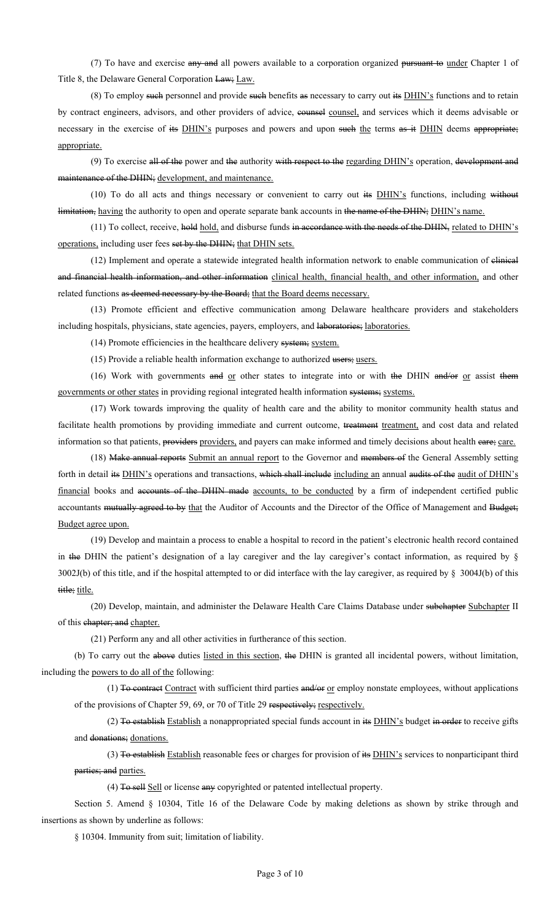(7) To have and exercise ~~any and~~ all powers available to a corporation organized ~~pursuant to~~ <u>under</u> Chapter 1 of Title 8, the Delaware General Corporation ~~Law;~~ <u>Law.</u>

(8) To employ ~~such~~ personnel and provide ~~such~~ benefits ~~as~~ necessary to carry out ~~its~~ <u>DHIN's</u> functions and to retain by contract engineers, advisors, and other providers of advice, ~~counsel~~ <u>counsel,</u> and services which it deems advisable or necessary in the exercise of ~~its~~ <u>DHIN's</u> purposes and powers and upon ~~such~~ <u>the</u> terms ~~as it~~ <u>DHIN</u> deems ~~appropriate;~~ <u>appropriate.</u>

(9) To exercise ~~all of the~~ power and ~~the~~ authority ~~with respect to the~~ <u>regarding DHIN's</u> operation, ~~development and maintenance of the DHIN;~~ <u>development, and maintenance.</u>

(10) To do all acts and things necessary or convenient to carry out ~~its~~ <u>DHIN's</u> functions, including ~~without limitation,~~ <u>having</u> the authority to open and operate separate bank accounts in ~~the name of the DHIN;~~ <u>DHIN's name.</u>

(11) To collect, receive, ~~hold~~ <u>hold,</u> and disburse funds ~~in accordance with the needs of the DHIN,~~ <u>related to DHIN's operations,</u> including user fees ~~set by the DHIN;~~ <u>that DHIN sets.</u>

(12) Implement and operate a statewide integrated health information network to enable communication of ~~clinical and financial health information, and other information~~ <u>clinical health, financial health, and other information,</u> and other related functions ~~as deemed necessary by the Board;~~ <u>that the Board deems necessary.</u>

(13) Promote efficient and effective communication among Delaware healthcare providers and stakeholders including hospitals, physicians, state agencies, payers, employers, and ~~laboratories;~~ <u>laboratories.</u>

(14) Promote efficiencies in the healthcare delivery ~~system;~~ <u>system.</u>

(15) Provide a reliable health information exchange to authorized ~~users;~~ <u>users.</u>

(16) Work with governments ~~and~~ <u>or</u> other states to integrate into or with ~~the~~ DHIN ~~and/or~~ <u>or</u> assist ~~them~~ <u>governments or other states</u> in providing regional integrated health information ~~systems;~~ <u>systems.</u>

(17) Work towards improving the quality of health care and the ability to monitor community health status and facilitate health promotions by providing immediate and current outcome, ~~treatment~~ <u>treatment,</u> and cost data and related information so that patients, ~~providers~~ <u>providers,</u> and payers can make informed and timely decisions about health ~~care;~~ <u>care.</u>

(18) ~~Make annual reports~~ <u>Submit an annual report</u> to the Governor and ~~members of~~ the General Assembly setting forth in detail ~~its~~ <u>DHIN's</u> operations and transactions, ~~which shall include~~ <u>including an</u> annual ~~audits of the~~ <u>audit of DHIN's financial</u> books and ~~accounts of the DHIN made~~ <u>accounts, to be conducted</u> by a firm of independent certified public accountants ~~mutually agreed to by~~ <u>that</u> the Auditor of Accounts and the Director of the Office of Management and ~~Budget;~~ <u>Budget agree upon.</u>

(19) Develop and maintain a process to enable a hospital to record in the patient's electronic health record contained in ~~the~~ DHIN the patient's designation of a lay caregiver and the lay caregiver's contact information, as required by § 3002J(b) of this title, and if the hospital attempted to or did interface with the lay caregiver, as required by § 3004J(b) of this ~~title;~~ <u>title.</u>

(20) Develop, maintain, and administer the Delaware Health Care Claims Database under ~~subchapter~~ <u>Subchapter</u> II of this ~~chapter; and~~ <u>chapter.</u>

(21) Perform any and all other activities in furtherance of this section.

(b) To carry out the ~~above~~ duties <u>listed in this section,</u> ~~the~~ DHIN is granted all incidental powers, without limitation, including the <u>powers to do all of the</u> following:

(1) ~~To contract~~ <u>Contract</u> with sufficient third parties ~~and/or~~ <u>or</u> employ nonstate employees, without applications of the provisions of Chapter 59, 69, or 70 of Title 29 ~~respectively;~~ <u>respectively.</u>

(2) ~~To establish~~ <u>Establish</u> a nonappropriated special funds account in ~~its~~ <u>DHIN's</u> budget ~~in order~~ to receive gifts and ~~donations;~~ <u>donations.</u>

(3) ~~To establish~~ <u>Establish</u> reasonable fees or charges for provision of ~~its~~ <u>DHIN's</u> services to nonparticipant third ~~parties; and~~ <u>parties.</u>

(4) ~~To sell~~ <u>Sell</u> or license ~~any~~ copyrighted or patented intellectual property.

Section 5. Amend § 10304, Title 16 of the Delaware Code by making deletions as shown by strike through and insertions as shown by underline as follows:

§ 10304. Immunity from suit; limitation of liability.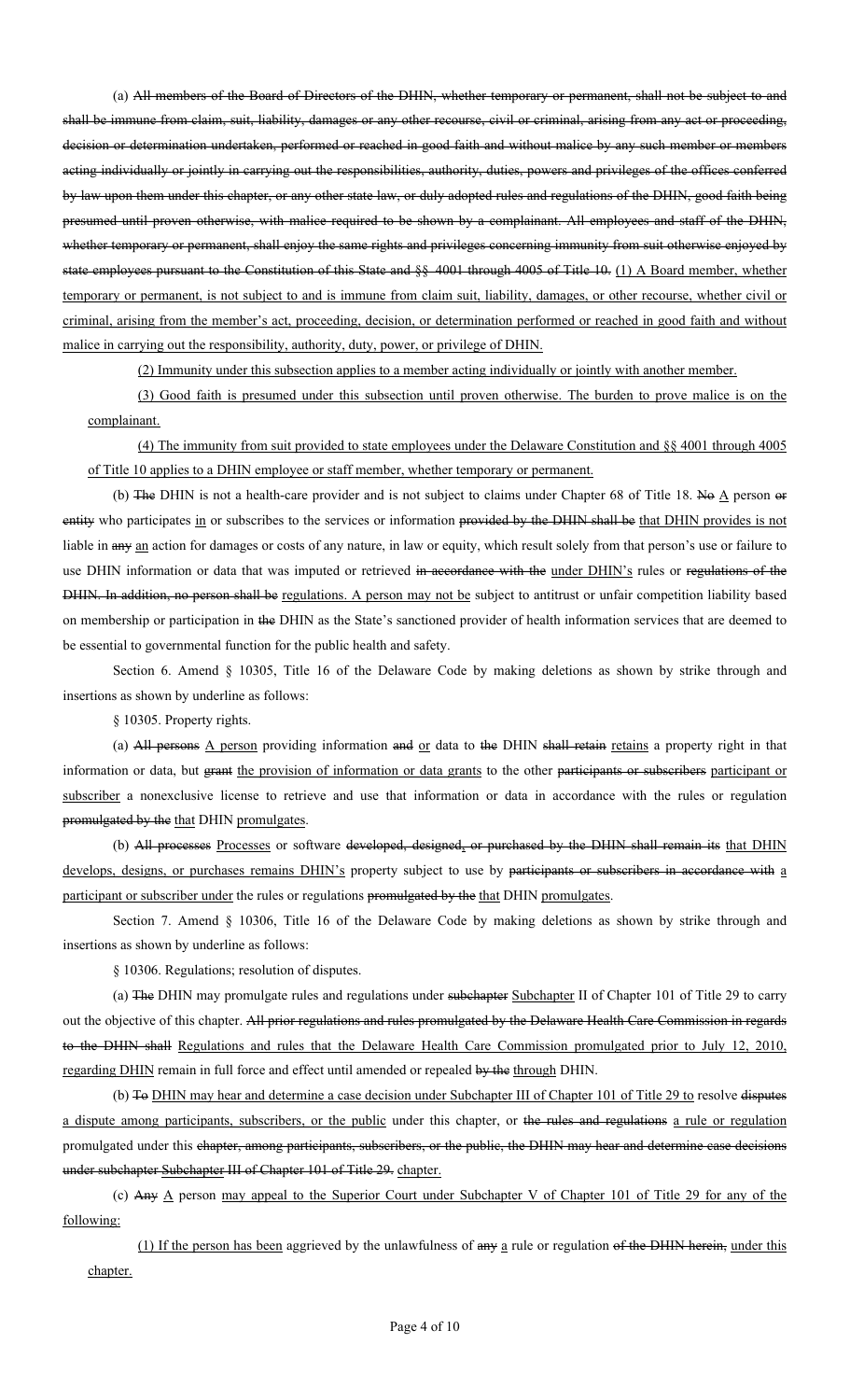(a) ~~All members of the Board of Directors of the DHIN, whether temporary or permanent, shall not be subject to and shall be immune from claim, suit, liability, damages or any other recourse, civil or criminal, arising from any act or proceeding, decision or determination undertaken, performed or reached in good faith and without malice by any such member or members acting individually or jointly in carrying out the responsibilities, authority, duties, powers and privileges of the offices conferred by law upon them under this chapter, or any other state law, or duly adopted rules and regulations of the DHIN, good faith being presumed until proven otherwise, with malice required to be shown by a complainant. All employees and staff of the DHIN, whether temporary or permanent, shall enjoy the same rights and privileges concerning immunity from suit otherwise enjoyed by state employees pursuant to the Constitution of this State and §§ 4001 through 4005 of Title 10.~~ <u>(1) A Board member, whether temporary or permanent, is not subject to and is immune from claim suit, liability, damages, or other recourse, whether civil or criminal, arising from the member's act, proceeding, decision, or determination performed or reached in good faith and without malice in carrying out the responsibility, authority, duty, power, or privilege of DHIN.</u>

<u>(2) Immunity under this subsection applies to a member acting individually or jointly with another member.</u>

<u>(3) Good faith is presumed under this subsection until proven otherwise. The burden to prove malice is on the complainant.</u>

<u>(4) The immunity from suit provided to state employees under the Delaware Constitution and §§ 4001 through 4005 of Title 10 applies to a DHIN employee or staff member, whether temporary or permanent.</u>

(b) ~~The~~ DHIN is not a health-care provider and is not subject to claims under Chapter 68 of Title 18. ~~No~~ <u>A</u> person ~~or entity~~ who participates <u>in</u> or subscribes to the services or information ~~provided by the DHIN shall be~~ <u>that DHIN provides is not</u> liable in ~~any~~ <u>an</u> action for damages or costs of any nature, in law or equity, which result solely from that person's use or failure to use DHIN information or data that was imputed or retrieved ~~in accordance with the~~ <u>under DHIN's</u> rules or ~~regulations of the DHIN. In addition, no person shall be~~ <u>regulations. A person may not be</u> subject to antitrust or unfair competition liability based on membership or participation in ~~the~~ DHIN as the State's sanctioned provider of health information services that are deemed to be essential to governmental function for the public health and safety.

Section 6. Amend § 10305, Title 16 of the Delaware Code by making deletions as shown by strike through and insertions as shown by underline as follows:

§ 10305. Property rights.

(a) ~~All persons~~ <u>A person</u> providing information ~~and~~ <u>or</u> data to ~~the~~ DHIN ~~shall retain~~ <u>retains</u> a property right in that information or data, but ~~grant~~ <u>the provision of information or data grants</u> to the other ~~participants or subscribers~~ <u>participant or subscriber</u> a nonexclusive license to retrieve and use that information or data in accordance with the rules or regulation ~~promulgated by the~~ <u>that</u> DHIN <u>promulgates</u>.

(b) ~~All processes~~ <u>Processes</u> or software ~~developed, designed, or purchased by the DHIN shall remain its~~ <u>that DHIN develops, designs, or purchases remains DHIN's</u> property subject to use by ~~participants or subscribers in accordance with~~ <u>a participant or subscriber under</u> the rules or regulations ~~promulgated by the~~ <u>that</u> DHIN <u>promulgates</u>.

Section 7. Amend § 10306, Title 16 of the Delaware Code by making deletions as shown by strike through and insertions as shown by underline as follows:

§ 10306. Regulations; resolution of disputes.

(a) ~~The~~ DHIN may promulgate rules and regulations under ~~subchapter~~ <u>Subchapter</u> II of Chapter 101 of Title 29 to carry out the objective of this chapter. ~~All prior regulations and rules promulgated by the Delaware Health Care Commission in regards to the DHIN shall~~ <u>Regulations and rules that the Delaware Health Care Commission promulgated prior to July 12, 2010, regarding DHIN</u> remain in full force and effect until amended or repealed ~~by the~~ <u>through</u> DHIN.

(b) ~~To~~ <u>DHIN may hear and determine a case decision under Subchapter III of Chapter 101 of Title 29 to</u> resolve ~~disputes~~ <u>a dispute among participants, subscribers, or the public</u> under this chapter, or ~~the rules and regulations~~ <u>a rule or regulation</u> promulgated under this ~~chapter, among participants, subscribers, or the public, the DHIN may hear and determine case decisions under subchapter Subchapter III of Chapter 101 of Title 29.~~ <u>chapter.</u>

(c) ~~Any~~ <u>A</u> person <u>may appeal to the Superior Court under Subchapter V of Chapter 101 of Title 29 for any of the following:</u>

<u>(1) If the person has been</u> aggrieved by the unlawfulness of ~~any~~ <u>a</u> rule or regulation ~~of the DHIN herein,~~ <u>under this chapter.</u>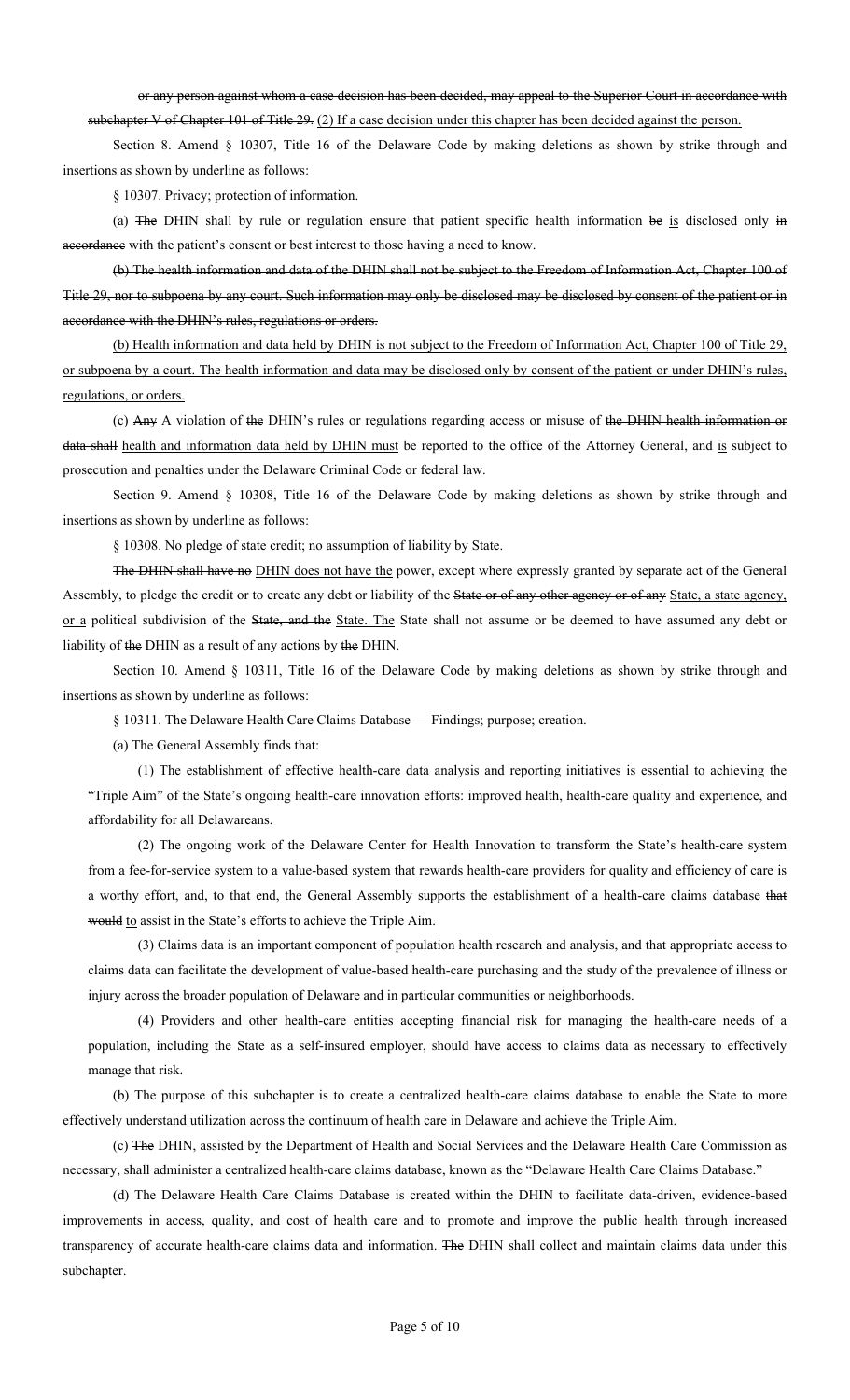~~or any person against whom a case decision has been decided, may appeal to the Superior Court in accordance with subchapter V of Chapter 101 of Title 29.~~ <u>(2) If a case decision under this chapter has been decided against the person.</u>

Section 8. Amend § 10307, Title 16 of the Delaware Code by making deletions as shown by strike through and insertions as shown by underline as follows:

§ 10307. Privacy; protection of information.

(a) ~~The~~ DHIN shall by rule or regulation ensure that patient specific health information ~~be~~ <u>is</u> disclosed only ~~in accordance~~ with the patient's consent or best interest to those having a need to know.

~~(b) The health information and data of the DHIN shall not be subject to the Freedom of Information Act, Chapter 100 of Title 29, nor to subpoena by any court. Such information may only be disclosed may be disclosed by consent of the patient or in accordance with the DHIN's rules, regulations or orders.~~

<u>(b) Health information and data held by DHIN is not subject to the Freedom of Information Act, Chapter 100 of Title 29, or subpoena by a court. The health information and data may be disclosed only by consent of the patient or under DHIN's rules, regulations, or orders.</u>

(c) ~~Any~~ <u>A</u> violation of ~~the~~ DHIN's rules or regulations regarding access or misuse of ~~the DHIN health information or data shall~~ <u>health and information data held by DHIN must</u> be reported to the office of the Attorney General, and <u>is</u> subject to prosecution and penalties under the Delaware Criminal Code or federal law.

Section 9. Amend § 10308, Title 16 of the Delaware Code by making deletions as shown by strike through and insertions as shown by underline as follows:

§ 10308. No pledge of state credit; no assumption of liability by State.

~~The DHIN shall have no~~ <u>DHIN does not have the</u> power, except where expressly granted by separate act of the General Assembly, to pledge the credit or to create any debt or liability of the ~~State or of any other agency or of any~~ <u>State, a state agency, or a</u> political subdivision of the ~~State, and the~~ <u>State. The</u> State shall not assume or be deemed to have assumed any debt or liability of ~~the~~ DHIN as a result of any actions by ~~the~~ DHIN.

Section 10. Amend § 10311, Title 16 of the Delaware Code by making deletions as shown by strike through and insertions as shown by underline as follows:

§ 10311. The Delaware Health Care Claims Database — Findings; purpose; creation.

(a) The General Assembly finds that:

(1) The establishment of effective health-care data analysis and reporting initiatives is essential to achieving the "Triple Aim" of the State's ongoing health-care innovation efforts: improved health, health-care quality and experience, and affordability for all Delawareans.

(2) The ongoing work of the Delaware Center for Health Innovation to transform the State's health-care system from a fee-for-service system to a value-based system that rewards health-care providers for quality and efficiency of care is a worthy effort, and, to that end, the General Assembly supports the establishment of a health-care claims database ~~that would~~ <u>to</u> assist in the State's efforts to achieve the Triple Aim.

(3) Claims data is an important component of population health research and analysis, and that appropriate access to claims data can facilitate the development of value-based health-care purchasing and the study of the prevalence of illness or injury across the broader population of Delaware and in particular communities or neighborhoods.

(4) Providers and other health-care entities accepting financial risk for managing the health-care needs of a population, including the State as a self-insured employer, should have access to claims data as necessary to effectively manage that risk.

(b) The purpose of this subchapter is to create a centralized health-care claims database to enable the State to more effectively understand utilization across the continuum of health care in Delaware and achieve the Triple Aim.

(c) ~~The~~ DHIN, assisted by the Department of Health and Social Services and the Delaware Health Care Commission as necessary, shall administer a centralized health-care claims database, known as the "Delaware Health Care Claims Database."

(d) The Delaware Health Care Claims Database is created within ~~the~~ DHIN to facilitate data-driven, evidence-based improvements in access, quality, and cost of health care and to promote and improve the public health through increased transparency of accurate health-care claims data and information. ~~The~~ DHIN shall collect and maintain claims data under this subchapter.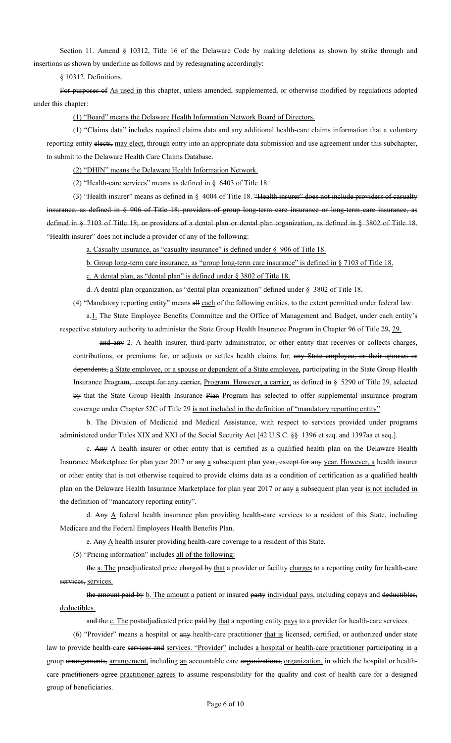Section 11. Amend § 10312, Title 16 of the Delaware Code by making deletions as shown by strike through and insertions as shown by underline as follows and by redesignating accordingly:

§ 10312. Definitions.

~~For purposes of~~ <u>As used in</u> this chapter, unless amended, supplemented, or otherwise modified by regulations adopted under this chapter:

<u>(1) "Board" means the Delaware Health Information Network Board of Directors.</u>

(1) "Claims data" includes required claims data and ~~any~~ additional health-care claims information that a voluntary reporting entity ~~elects,~~ <u>may elect,</u> through entry into an appropriate data submission and use agreement under this subchapter, to submit to the Delaware Health Care Claims Database.

<u>(2) "DHIN" means the Delaware Health Information Network.</u>

(2) "Health-care services" means as defined in § 6403 of Title 18.

(3) "Health insurer" means as defined in § 4004 of Title 18. ~~"Health insurer" does not include providers of casualty insurance, as defined in § 906 of Title 18; providers of group long-term care insurance or long-term care insurance, as defined in § 7103 of Title 18; or providers of a dental plan or dental plan organization, as defined in § 3802 of Title 18.~~ <u>"Health insurer" does not include a provider of any of the following:</u>

<u>a. Casualty insurance, as "casualty insurance" is defined under § 906 of Title 18.</u>

<u>b. Group long-term care insurance, as "group long-term care insurance" is defined in § 7103 of Title 18.</u>

<u>c. A dental plan, as "dental plan" is defined under § 3802 of Title 18.</u>

<u>d. A dental plan organization, as "dental plan organization" defined under § 3802 of Title 18.</u>

(4) "Mandatory reporting entity" means ~~all~~ <u>each</u> of the following entities, to the extent permitted under federal law:

a.<u>1.</u> The State Employee Benefits Committee and the Office of Management and Budget, under each entity's respective statutory authority to administer the State Group Health Insurance Program in Chapter 96 of Title ~~29,~~ <u>29.</u>

~~and any~~ <u>2. A</u> health insurer, third-party administrator, or other entity that receives or collects charges, contributions, or premiums for, or adjusts or settles health claims for, ~~any State employee, or their spouses or dependents,~~ <u>a State employee, or a spouse or dependent of a State employee,</u> participating in the State Group Health Insurance ~~Program, except for any carrier,~~ <u>Program. However, a carrier,</u> as defined in § 5290 of Title 29, ~~selected by~~ <u>that</u> the State Group Health Insurance ~~Plan~~ <u>Program has selected</u> to offer supplemental insurance program coverage under Chapter 52C of Title 29 <u>is not included in the definition of "mandatory reporting entity"</u>.

b. The Division of Medicaid and Medical Assistance, with respect to services provided under programs administered under Titles XIX and XXI of the Social Security Act [42 U.S.C. §§ 1396 et seq. and 1397aa et seq.].

c. ~~Any~~ <u>A</u> health insurer or other entity that is certified as a qualified health plan on the Delaware Health Insurance Marketplace for plan year 2017 or ~~any~~ <u>a</u> subsequent plan ~~year, except for any~~ <u>year. However, a</u> health insurer or other entity that is not otherwise required to provide claims data as a condition of certification as a qualified health plan on the Delaware Health Insurance Marketplace for plan year 2017 or ~~any~~ <u>a</u> subsequent plan year <u>is not included in the definition of "mandatory reporting entity"</u>.

d. ~~Any~~ <u>A</u> federal health insurance plan providing health-care services to a resident of this State, including Medicare and the Federal Employees Health Benefits Plan.

e. ~~Any~~ <u>A</u> health insurer providing health-care coverage to a resident of this State.

(5) "Pricing information" includes <u>all of the following:</u>

~~the~~ <u>a. The</u> preadjudicated price ~~charged by~~ <u>that</u> a provider or facility <u>charges</u> to a reporting entity for health-care ~~services,~~ <u>services.</u>

~~the amount paid by~~ <u>b. The amount</u> a patient or insured ~~party~~ <u>individual pays</u>, including copays and ~~deductibles,~~ <u>deductibles.</u>

~~and the~~ <u>c. The</u> postadjudicated price ~~paid by~~ <u>that</u> a reporting entity <u>pays</u> to a provider for health-care services.

(6) "Provider" means a hospital or ~~any~~ health-care practitioner <u>that is</u> licensed, certified, or authorized under state law to provide health-care ~~services and~~ <u>services. "Provider" includes a hospital or health-care practitioner</u> participating in <u>a</u> group ~~arrangements,~~ <u>arrangement,</u> including <u>an</u> accountable care ~~organizations,~~ <u>organization,</u> in which the hospital or health-care ~~practitioners agree~~ <u>practitioner agrees</u> to assume responsibility for the quality and cost of health care for a designed group of beneficiaries.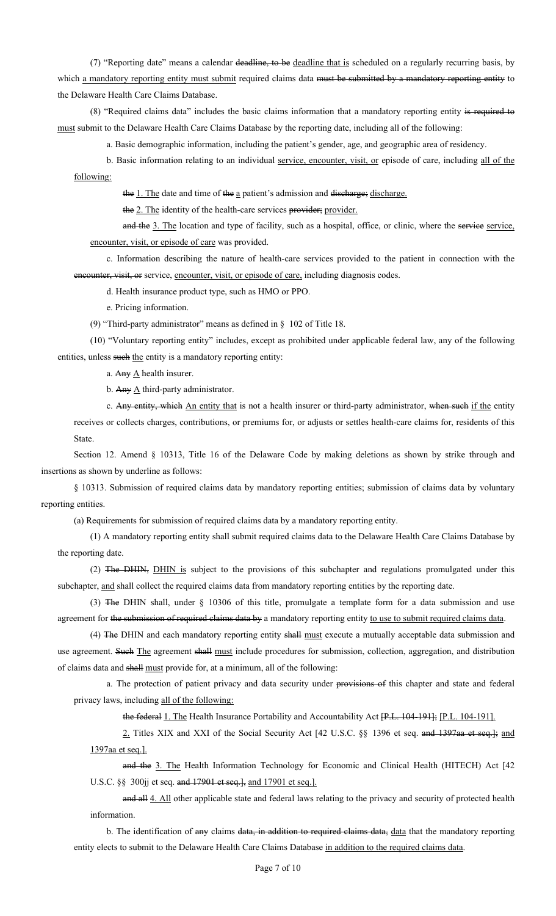(7) "Reporting date" means a calendar ~~deadline, to be~~ deadline that is scheduled on a regularly recurring basis, by which a mandatory reporting entity must submit required claims data ~~must be submitted by a mandatory reporting entity~~ to the Delaware Health Care Claims Database.

(8) "Required claims data" includes the basic claims information that a mandatory reporting entity ~~is required to~~ must submit to the Delaware Health Care Claims Database by the reporting date, including all of the following:

a. Basic demographic information, including the patient's gender, age, and geographic area of residency.

b. Basic information relating to an individual service, encounter, visit, or episode of care, including all of the following:

~~the~~ 1. The date and time of ~~the~~ a patient's admission and ~~discharge;~~ discharge.

~~the~~ 2. The identity of the health-care services ~~provider;~~ provider.

~~and the~~ 3. The location and type of facility, such as a hospital, office, or clinic, where the ~~service~~ service, encounter, visit, or episode of care was provided.

c. Information describing the nature of health-care services provided to the patient in connection with the ~~encounter, visit, or~~ service, encounter, visit, or episode of care, including diagnosis codes.

d. Health insurance product type, such as HMO or PPO.

e. Pricing information.

(9) "Third-party administrator" means as defined in § 102 of Title 18.

(10) "Voluntary reporting entity" includes, except as prohibited under applicable federal law, any of the following entities, unless ~~such~~ the entity is a mandatory reporting entity:

a. ~~Any~~ A health insurer.

b. ~~Any~~ A third-party administrator.

c. ~~Any entity, which~~ An entity that is not a health insurer or third-party administrator, ~~when such~~ if the entity receives or collects charges, contributions, or premiums for, or adjusts or settles health-care claims for, residents of this State.

Section 12. Amend § 10313, Title 16 of the Delaware Code by making deletions as shown by strike through and insertions as shown by underline as follows:

§ 10313. Submission of required claims data by mandatory reporting entities; submission of claims data by voluntary reporting entities.

(a) Requirements for submission of required claims data by a mandatory reporting entity.

(1) A mandatory reporting entity shall submit required claims data to the Delaware Health Care Claims Database by the reporting date.

(2) ~~The DHIN,~~ DHIN is subject to the provisions of this subchapter and regulations promulgated under this subchapter, and shall collect the required claims data from mandatory reporting entities by the reporting date.

(3) ~~The~~ DHIN shall, under § 10306 of this title, promulgate a template form for a data submission and use agreement for ~~the submission of required claims data by~~ a mandatory reporting entity to use to submit required claims data.

(4) ~~The~~ DHIN and each mandatory reporting entity ~~shall~~ must execute a mutually acceptable data submission and use agreement. ~~Such~~ The agreement ~~shall~~ must include procedures for submission, collection, aggregation, and distribution of claims data and ~~shall~~ must provide for, at a minimum, all of the following:

a. The protection of patient privacy and data security under ~~provisions of~~ this chapter and state and federal privacy laws, including all of the following:

~~the federal~~ 1. The Health Insurance Portability and Accountability Act ~~[P.L. 104-191];~~ [P.L. 104-191].

2. Titles XIX and XXI of the Social Security Act [42 U.S.C. §§ 1396 et seq. ~~and 1397aa et seq.];~~ and 1397aa et seq.].

~~and the~~ 3. The Health Information Technology for Economic and Clinical Health (HITECH) Act [42 U.S.C. §§ 300jj et seq. ~~and 17901 et seq.],~~ and 17901 et seq.].

~~and all~~ 4. All other applicable state and federal laws relating to the privacy and security of protected health information.

b. The identification of ~~any~~ claims ~~data, in addition to required claims data,~~ data that the mandatory reporting entity elects to submit to the Delaware Health Care Claims Database in addition to the required claims data.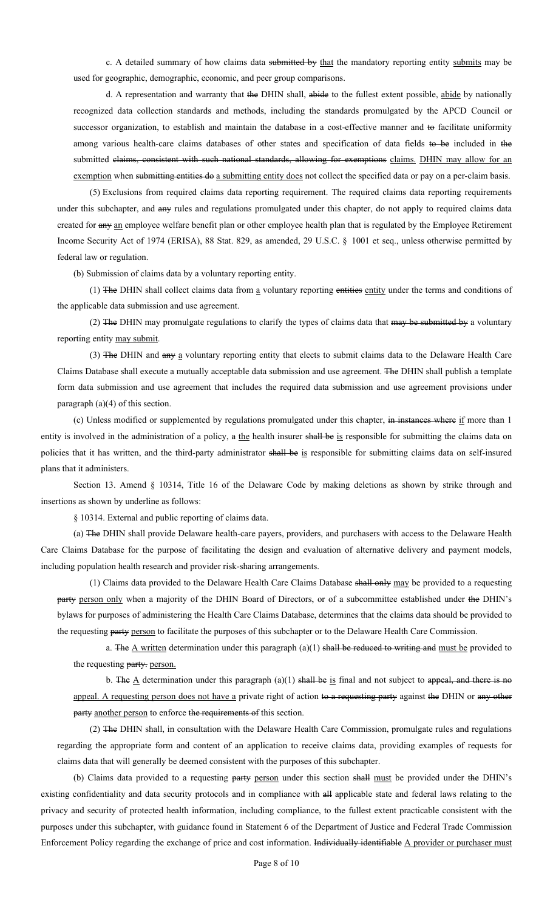c. A detailed summary of how claims data ~~submitted by~~ <u>that</u> the mandatory reporting entity <u>submits</u> may be used for geographic, demographic, economic, and peer group comparisons.

d. A representation and warranty that ~~the~~ DHIN shall, ~~abide~~ to the fullest extent possible, <u>abide</u> by nationally recognized data collection standards and methods, including the standards promulgated by the APCD Council or successor organization, to establish and maintain the database in a cost-effective manner and ~~to~~ facilitate uniformity among various health-care claims databases of other states and specification of data fields ~~to be~~ included in ~~the~~ submitted ~~claims, consistent with such national standards, allowing for exemptions~~ <u>claims. DHIN may allow for an exemption</u> when ~~submitting entities do~~ <u>a submitting entity does</u> not collect the specified data or pay on a per-claim basis.

(5) Exclusions from required claims data reporting requirement. The required claims data reporting requirements under this subchapter, and ~~any~~ rules and regulations promulgated under this chapter, do not apply to required claims data created for ~~any~~ <u>an</u> employee welfare benefit plan or other employee health plan that is regulated by the Employee Retirement Income Security Act of 1974 (ERISA), 88 Stat. 829, as amended, 29 U.S.C. § 1001 et seq., unless otherwise permitted by federal law or regulation.

(b) Submission of claims data by a voluntary reporting entity.

(1) ~~The~~ DHIN shall collect claims data from <u>a</u> voluntary reporting ~~entities~~ <u>entity</u> under the terms and conditions of the applicable data submission and use agreement.

(2) ~~The~~ DHIN may promulgate regulations to clarify the types of claims data that ~~may be submitted by~~ a voluntary reporting entity <u>may submit</u>.

(3) ~~The~~ DHIN and ~~any~~ <u>a</u> voluntary reporting entity that elects to submit claims data to the Delaware Health Care Claims Database shall execute a mutually acceptable data submission and use agreement. ~~The~~ DHIN shall publish a template form data submission and use agreement that includes the required data submission and use agreement provisions under paragraph (a)(4) of this section.

(c) Unless modified or supplemented by regulations promulgated under this chapter, ~~in instances where~~ <u>if</u> more than 1 entity is involved in the administration of a policy, ~~a~~ <u>the</u> health insurer ~~shall be~~ <u>is</u> responsible for submitting the claims data on policies that it has written, and the third-party administrator ~~shall be~~ <u>is</u> responsible for submitting claims data on self-insured plans that it administers.

Section 13. Amend § 10314, Title 16 of the Delaware Code by making deletions as shown by strike through and insertions as shown by underline as follows:

§ 10314. External and public reporting of claims data.

(a) ~~The~~ DHIN shall provide Delaware health-care payers, providers, and purchasers with access to the Delaware Health Care Claims Database for the purpose of facilitating the design and evaluation of alternative delivery and payment models, including population health research and provider risk-sharing arrangements.

(1) Claims data provided to the Delaware Health Care Claims Database ~~shall only~~ <u>may</u> be provided to a requesting ~~party~~ <u>person only</u> when a majority of the DHIN Board of Directors, or of a subcommittee established under ~~the~~ DHIN's bylaws for purposes of administering the Health Care Claims Database, determines that the claims data should be provided to the requesting ~~party~~ <u>person</u> to facilitate the purposes of this subchapter or to the Delaware Health Care Commission.

a. ~~The~~ <u>A written</u> determination under this paragraph (a)(1) ~~shall be reduced to writing and~~ <u>must be</u> provided to the requesting ~~party.~~ <u>person.</u>

b. ~~The~~ <u>A</u> determination under this paragraph (a)(1) ~~shall be~~ <u>is</u> final and not subject to ~~appeal, and there is no~~ <u>appeal. A requesting person does not have a</u> private right of action ~~to a requesting party~~ against ~~the~~ DHIN or ~~any other party~~ <u>another person</u> to enforce ~~the requirements of~~ this section.

(2) ~~The~~ DHIN shall, in consultation with the Delaware Health Care Commission, promulgate rules and regulations regarding the appropriate form and content of an application to receive claims data, providing examples of requests for claims data that will generally be deemed consistent with the purposes of this subchapter.

(b) Claims data provided to a requesting ~~party~~ <u>person</u> under this section ~~shall~~ <u>must</u> be provided under ~~the~~ DHIN's existing confidentiality and data security protocols and in compliance with ~~all~~ applicable state and federal laws relating to the privacy and security of protected health information, including compliance, to the fullest extent practicable consistent with the purposes under this subchapter, with guidance found in Statement 6 of the Department of Justice and Federal Trade Commission Enforcement Policy regarding the exchange of price and cost information. ~~Individually identifiable~~ <u>A provider or purchaser must</u>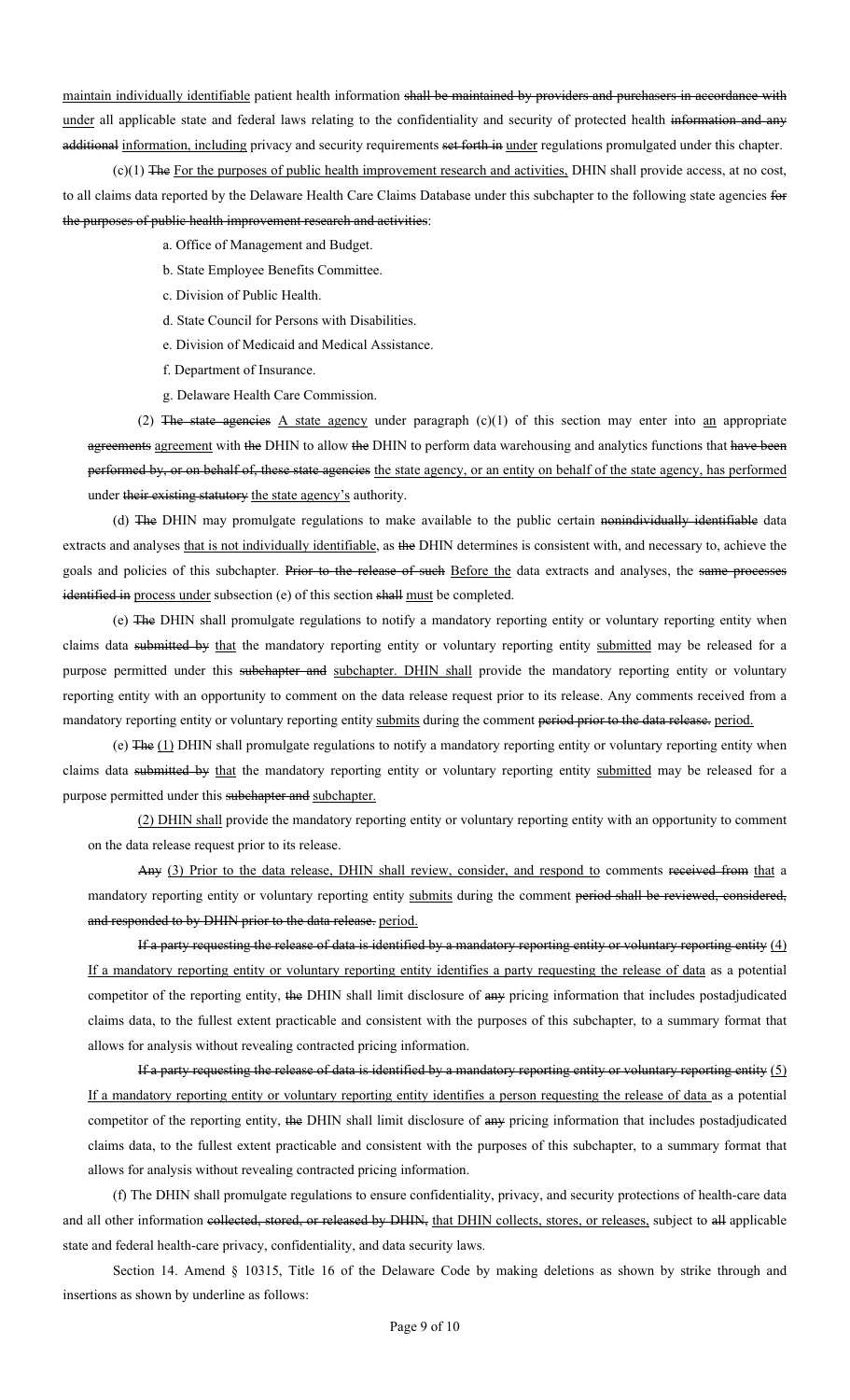maintain individually identifiable patient health information ~~shall be maintained by providers and purchasers in accordance with~~ under all applicable state and federal laws relating to the confidentiality and security of protected health ~~information and any additional~~ information, including privacy and security requirements ~~set forth in~~ under regulations promulgated under this chapter.

(c)(1) ~~The~~ For the purposes of public health improvement research and activities, DHIN shall provide access, at no cost, to all claims data reported by the Delaware Health Care Claims Database under this subchapter to the following state agencies ~~for the purposes of public health improvement research and activities~~:

a. Office of Management and Budget.

b. State Employee Benefits Committee.

c. Division of Public Health.

d. State Council for Persons with Disabilities.

e. Division of Medicaid and Medical Assistance.

f. Department of Insurance.

g. Delaware Health Care Commission.

(2) ~~The state agencies~~ A state agency under paragraph (c)(1) of this section may enter into an appropriate ~~agreements~~ agreement with ~~the~~ DHIN to allow ~~the~~ DHIN to perform data warehousing and analytics functions that ~~have been performed by, or on behalf of, these state agencies~~ the state agency, or an entity on behalf of the state agency, has performed under ~~their existing statutory~~ the state agency's authority.

(d) ~~The~~ DHIN may promulgate regulations to make available to the public certain ~~nonindividually identifiable~~ data extracts and analyses that is not individually identifiable, as ~~the~~ DHIN determines is consistent with, and necessary to, achieve the goals and policies of this subchapter. ~~Prior to the release of such~~ Before the data extracts and analyses, the ~~same processes identified in~~ process under subsection (e) of this section ~~shall~~ must be completed.

(e) ~~The~~ DHIN shall promulgate regulations to notify a mandatory reporting entity or voluntary reporting entity when claims data ~~submitted by~~ that the mandatory reporting entity or voluntary reporting entity submitted may be released for a purpose permitted under this ~~subchapter and~~ subchapter. DHIN shall provide the mandatory reporting entity or voluntary reporting entity with an opportunity to comment on the data release request prior to its release. Any comments received from a mandatory reporting entity or voluntary reporting entity submits during the comment ~~period prior to the data release.~~ period.

(e) ~~The~~ (1) DHIN shall promulgate regulations to notify a mandatory reporting entity or voluntary reporting entity when claims data ~~submitted by~~ that the mandatory reporting entity or voluntary reporting entity submitted may be released for a purpose permitted under this ~~subchapter and~~ subchapter.

(2) DHIN shall provide the mandatory reporting entity or voluntary reporting entity with an opportunity to comment on the data release request prior to its release.

~~Any~~ (3) Prior to the data release, DHIN shall review, consider, and respond to comments ~~received from~~ that a mandatory reporting entity or voluntary reporting entity submits during the comment ~~period shall be reviewed, considered, and responded to by DHIN prior to the data release.~~ period.

~~If a party requesting the release of data is identified by a mandatory reporting entity or voluntary reporting entity~~ (4) If a mandatory reporting entity or voluntary reporting entity identifies a party requesting the release of data as a potential competitor of the reporting entity, ~~the~~ DHIN shall limit disclosure of ~~any~~ pricing information that includes postadjudicated claims data, to the fullest extent practicable and consistent with the purposes of this subchapter, to a summary format that allows for analysis without revealing contracted pricing information.

~~If a party requesting the release of data is identified by a mandatory reporting entity or voluntary reporting entity~~ (5) If a mandatory reporting entity or voluntary reporting entity identifies a person requesting the release of data as a potential competitor of the reporting entity, ~~the~~ DHIN shall limit disclosure of ~~any~~ pricing information that includes postadjudicated claims data, to the fullest extent practicable and consistent with the purposes of this subchapter, to a summary format that allows for analysis without revealing contracted pricing information.

(f) The DHIN shall promulgate regulations to ensure confidentiality, privacy, and security protections of health-care data and all other information ~~collected, stored, or released by DHIN,~~ that DHIN collects, stores, or releases, subject to ~~all~~ applicable state and federal health-care privacy, confidentiality, and data security laws.

Section 14. Amend § 10315, Title 16 of the Delaware Code by making deletions as shown by strike through and insertions as shown by underline as follows: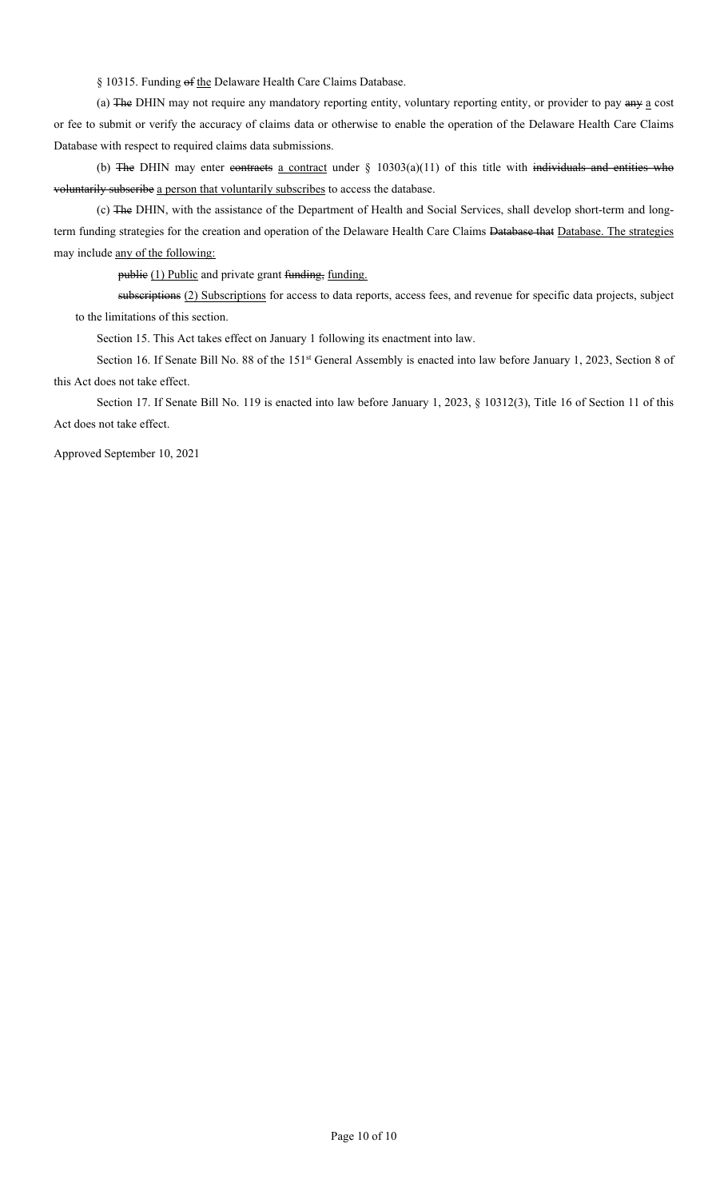§ 10315. Funding ~~of~~ the Delaware Health Care Claims Database.

(a) ~~The~~ DHIN may not require any mandatory reporting entity, voluntary reporting entity, or provider to pay ~~any~~ a cost or fee to submit or verify the accuracy of claims data or otherwise to enable the operation of the Delaware Health Care Claims Database with respect to required claims data submissions.

(b) ~~The~~ DHIN may enter ~~contracts~~ a contract under § 10303(a)(11) of this title with ~~individuals and entities who voluntarily subscribe~~ a person that voluntarily subscribes to access the database.

(c) ~~The~~ DHIN, with the assistance of the Department of Health and Social Services, shall develop short-term and long-term funding strategies for the creation and operation of the Delaware Health Care Claims ~~Database that~~ Database. The strategies may include any of the following:

~~public~~ (1) Public and private grant ~~funding,~~ funding.

~~subscriptions~~ (2) Subscriptions for access to data reports, access fees, and revenue for specific data projects, subject to the limitations of this section.

Section 15. This Act takes effect on January 1 following its enactment into law.

Section 16. If Senate Bill No. 88 of the 151st General Assembly is enacted into law before January 1, 2023, Section 8 of this Act does not take effect.

Section 17. If Senate Bill No. 119 is enacted into law before January 1, 2023, § 10312(3), Title 16 of Section 11 of this Act does not take effect.

Approved September 10, 2021